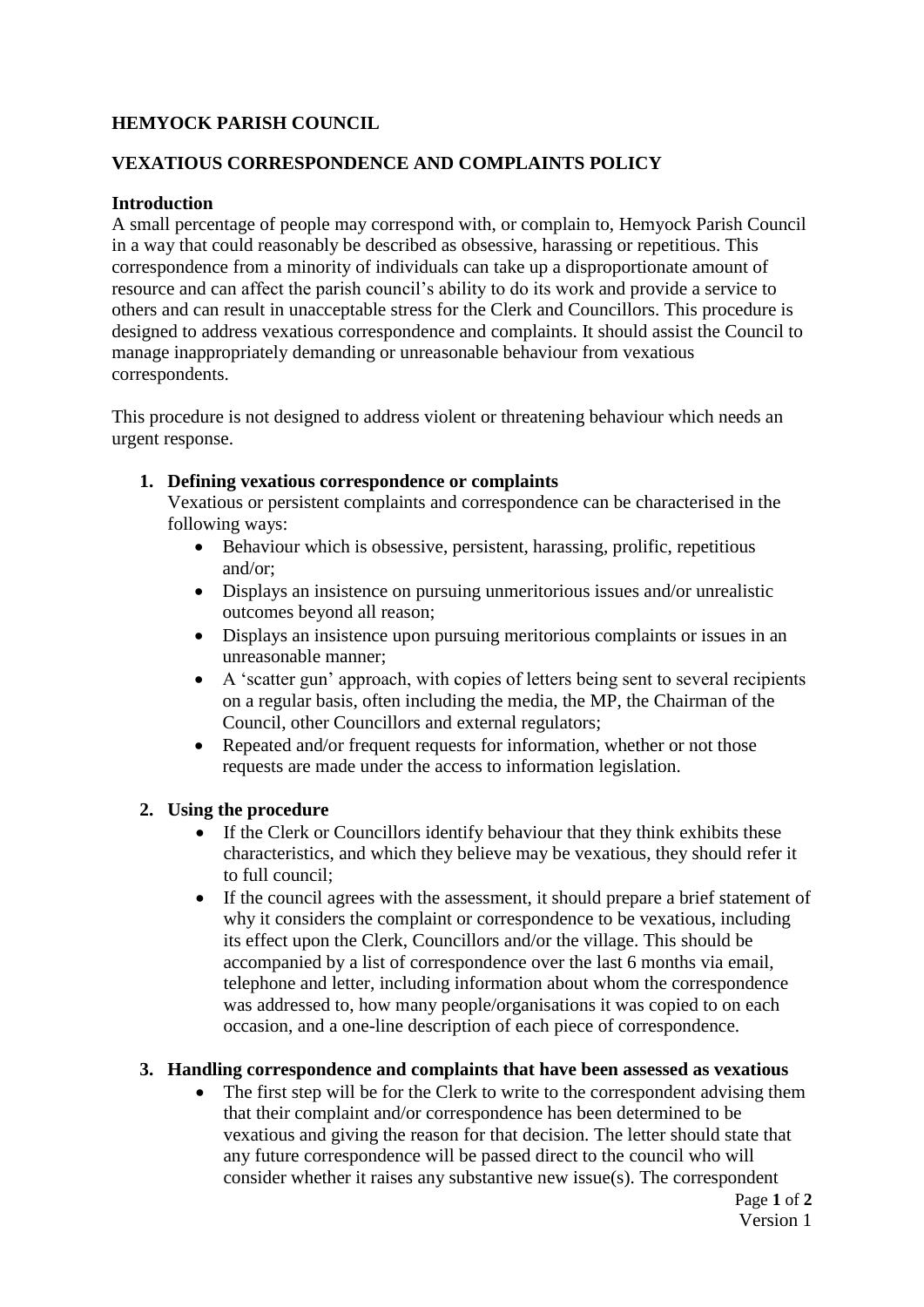# HEMYOCK PARISH COUNCIL

## VEXATIOUS CORRESPONDENCE AND COMPLAINTS POLICY

### Introduction

A small percentage of people may correspond with, or complain to, Hemyock Parish Council in a way that could reasonably be described as obsessive, harassing or repetitious. This correspondence from a minority of individuals can take up a disproportionate amount of resource and can affect the parish council's ability to do its work and provide a service to others and can result in unacceptable stress for the Clerk and Councillors. This procedure is designed to address vexatious correspondence and complaints. It should assist the Council to manage inappropriately demanding or unreasonable behaviour from vexatious correspondents.

This procedure is not designed to address violent or threatening behaviour which needs an urgent response.

1. **Defining vexatious correspondence or complaints**

   Vexatious or persistent complaints and correspondence can be characterised in the following ways:

   - Behaviour which is obsessive, persistent, harassing, prolific, repetitious and/or;
   - Displays an insistence on pursuing unmeritorious issues and/or unrealistic outcomes beyond all reason;
   - Displays an insistence upon pursuing meritorious complaints or issues in an unreasonable manner;
   - A 'scatter gun' approach, with copies of letters being sent to several recipients on a regular basis, often including the media, the MP, the Chairman of the Council, other Councillors and external regulators;
   - Repeated and/or frequent requests for information, whether or not those requests are made under the access to information legislation.

2. **Using the procedure**

   - If the Clerk or Councillors identify behaviour that they think exhibits these characteristics, and which they believe may be vexatious, they should refer it to full council;
   - If the council agrees with the assessment, it should prepare a brief statement of why it considers the complaint or correspondence to be vexatious, including its effect upon the Clerk, Councillors and/or the village. This should be accompanied by a list of correspondence over the last 6 months via email, telephone and letter, including information about whom the correspondence was addressed to, how many people/organisations it was copied to on each occasion, and a one-line description of each piece of correspondence.

3. **Handling correspondence and complaints that have been assessed as vexatious**

   - The first step will be for the Clerk to write to the correspondent advising them that their complaint and/or correspondence has been determined to be vexatious and giving the reason for that decision. The letter should state that any future correspondence will be passed direct to the council who will consider whether it raises any substantive new issue(s). The correspondent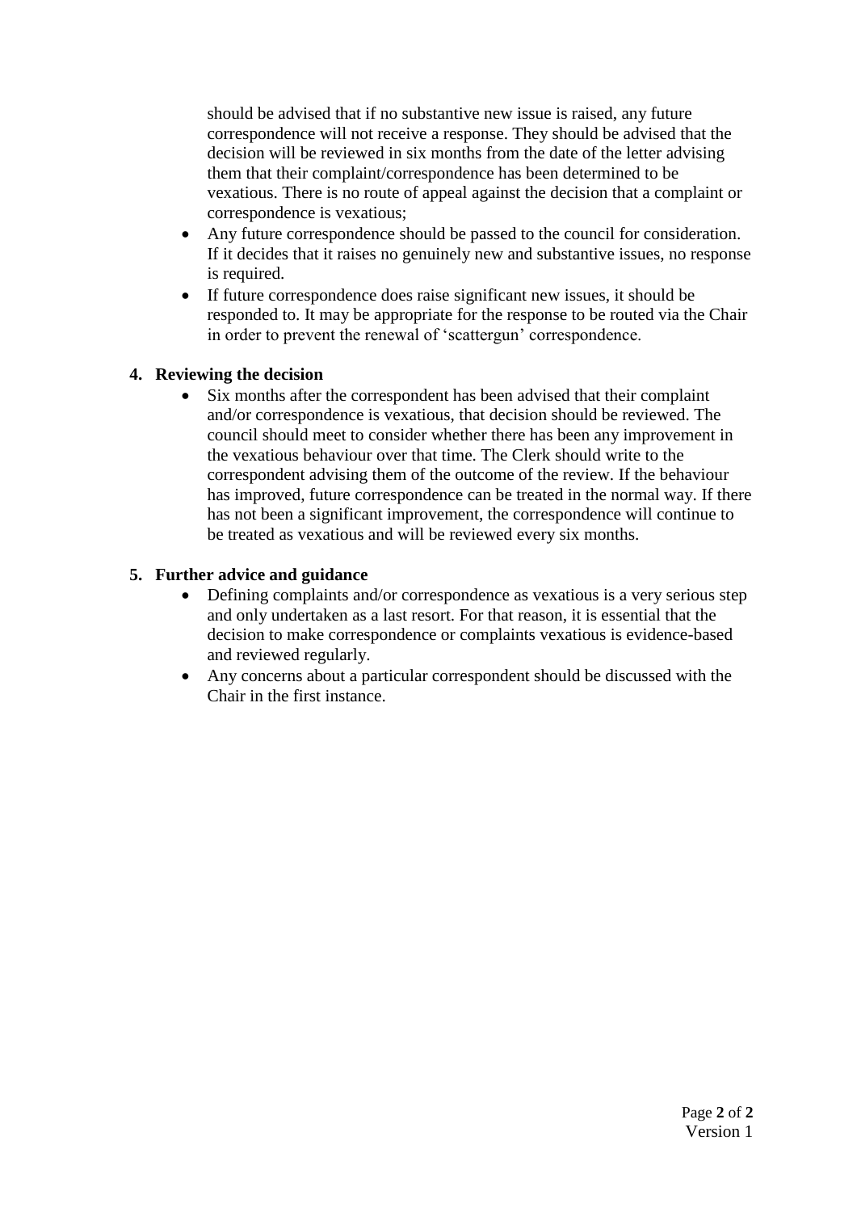should be advised that if no substantive new issue is raised, any future correspondence will not receive a response. They should be advised that the decision will be reviewed in six months from the date of the letter advising them that their complaint/correspondence has been determined to be vexatious. There is no route of appeal against the decision that a complaint or correspondence is vexatious;

- Any future correspondence should be passed to the council for consideration. If it decides that it raises no genuinely new and substantive issues, no response is required.
- If future correspondence does raise significant new issues, it should be responded to. It may be appropriate for the response to be routed via the Chair in order to prevent the renewal of 'scattergun' correspondence.

4. **Reviewing the decision**
   - Six months after the correspondent has been advised that their complaint and/or correspondence is vexatious, that decision should be reviewed. The council should meet to consider whether there has been any improvement in the vexatious behaviour over that time. The Clerk should write to the correspondent advising them of the outcome of the review. If the behaviour has improved, future correspondence can be treated in the normal way. If there has not been a significant improvement, the correspondence will continue to be treated as vexatious and will be reviewed every six months.

5. **Further advice and guidance**
   - Defining complaints and/or correspondence as vexatious is a very serious step and only undertaken as a last resort. For that reason, it is essential that the decision to make correspondence or complaints vexatious is evidence-based and reviewed regularly.
   - Any concerns about a particular correspondent should be discussed with the Chair in the first instance.

Version 1